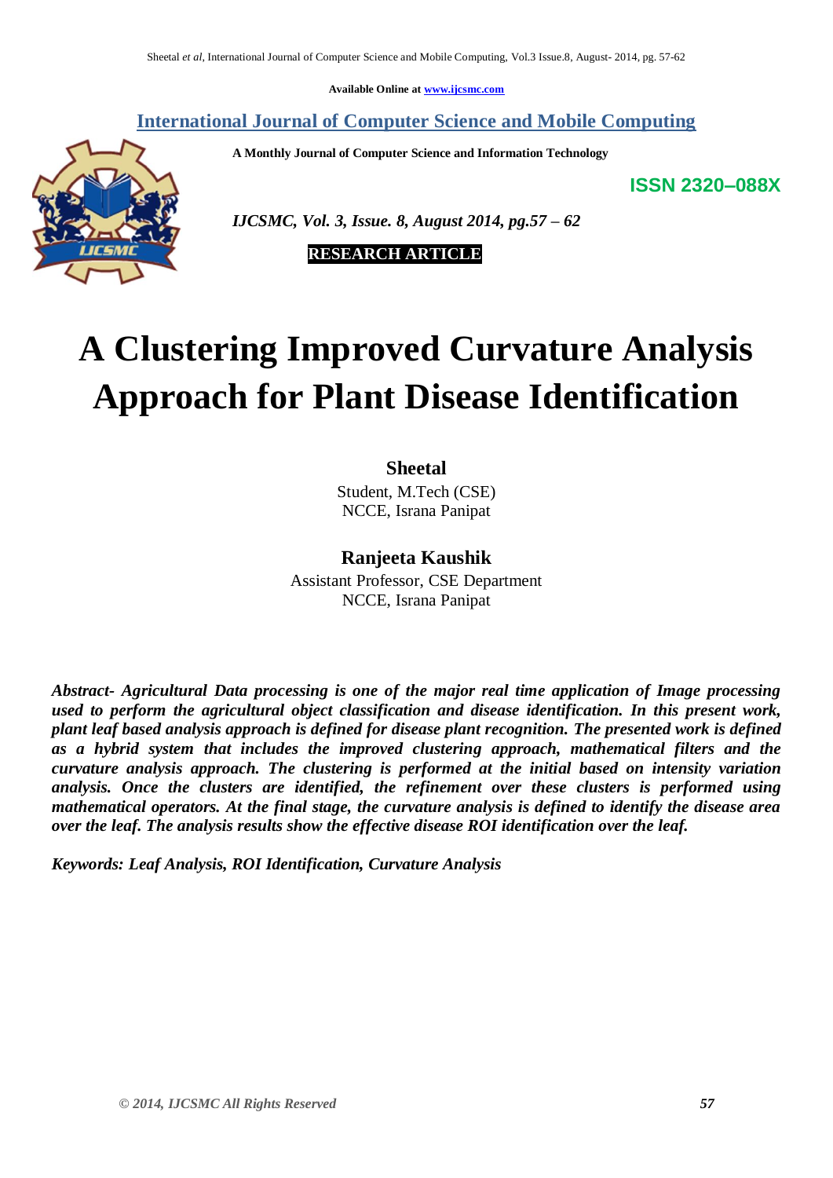Available Online at www.ijcsmc.com

**International Journal of Computer Science and Mobile Computing**

**A Monthly Journal of Computer Science and Information Technology**

**ISSN 2320–088X**

*IJCSMC, Vol. 3, Issue. 8, August 2014, pg.57 – 62*

**RESEARCH ARTICLE**

# A Clustering Improved Curvature Analysis Approach for Plant Disease Identification

**Sheetal**
Student, M.Tech (CSE)
NCCE, Israna Panipat

**Ranjeeta Kaushik**
Assistant Professor, CSE Department
NCCE, Israna Panipat

***Abstract- Agricultural Data processing is one of the major real time application of Image processing used to perform the agricultural object classification and disease identification. In this present work, plant leaf based analysis approach is defined for disease plant recognition. The presented work is defined as a hybrid system that includes the improved clustering approach, mathematical filters and the curvature analysis approach. The clustering is performed at the initial based on intensity variation analysis. Once the clusters are identified, the refinement over these clusters is performed using mathematical operators. At the final stage, the curvature analysis is defined to identify the disease area over the leaf. The analysis results show the effective disease ROI identification over the leaf.***

***Keywords: Leaf Analysis, ROI Identification, Curvature Analysis***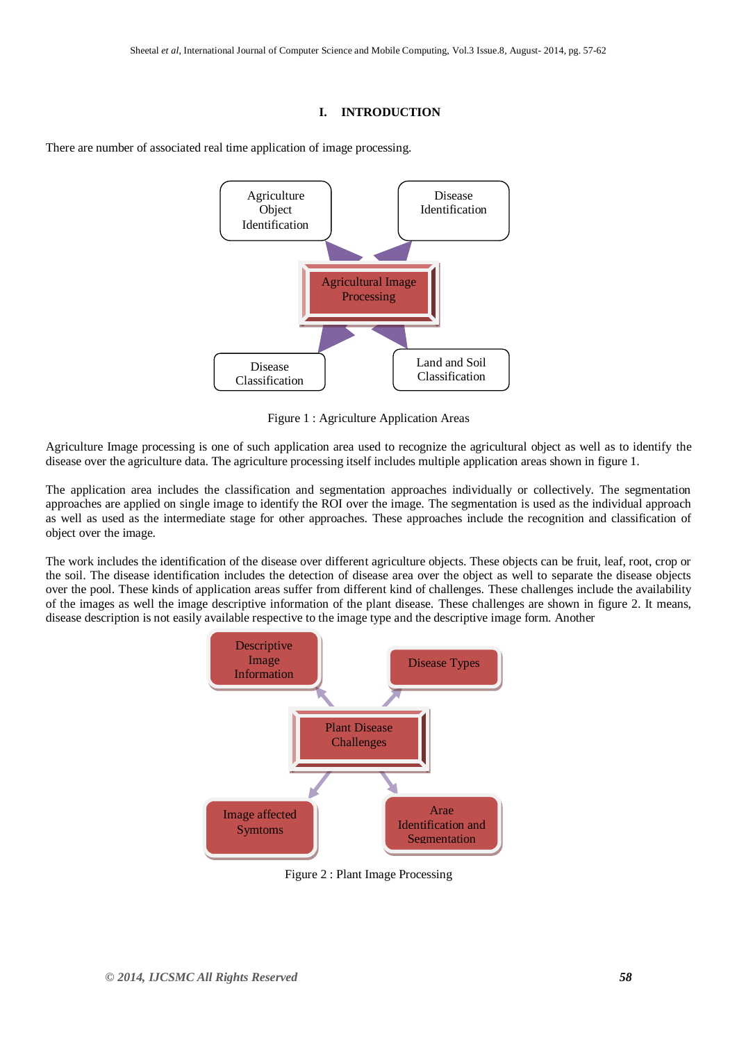## I. INTRODUCTION

There are number of associated real time application of image processing.

Agriculture Object Identification

Disease Identification

Agricultural Image Processing

Disease Classification

Land and Soil Classification

Figure 1 : Agriculture Application Areas

Agriculture Image processing is one of such application area used to recognize the agricultural object as well as to identify the disease over the agriculture data. The agriculture processing itself includes multiple application areas shown in figure 1.

The application area includes the classification and segmentation approaches individually or collectively. The segmentation approaches are applied on single image to identify the ROI over the image. The segmentation is used as the individual approach as well as used as the intermediate stage for other approaches. These approaches include the recognition and classification of object over the image.

The work includes the identification of the disease over different agriculture objects. These objects can be fruit, leaf, root, crop or the soil. The disease identification includes the detection of disease area over the object as well to separate the disease objects over the pool. These kinds of application areas suffer from different kind of challenges. These challenges include the availability of the images as well the image descriptive information of the plant disease. These challenges are shown in figure 2. It means, disease description is not easily available respective to the image type and the descriptive image form. Another

Descriptive Image Information

Disease Types

Plant Disease Challenges

Image affected Symtoms

Arae Identification and Segmentation

Figure 2 : Plant Image Processing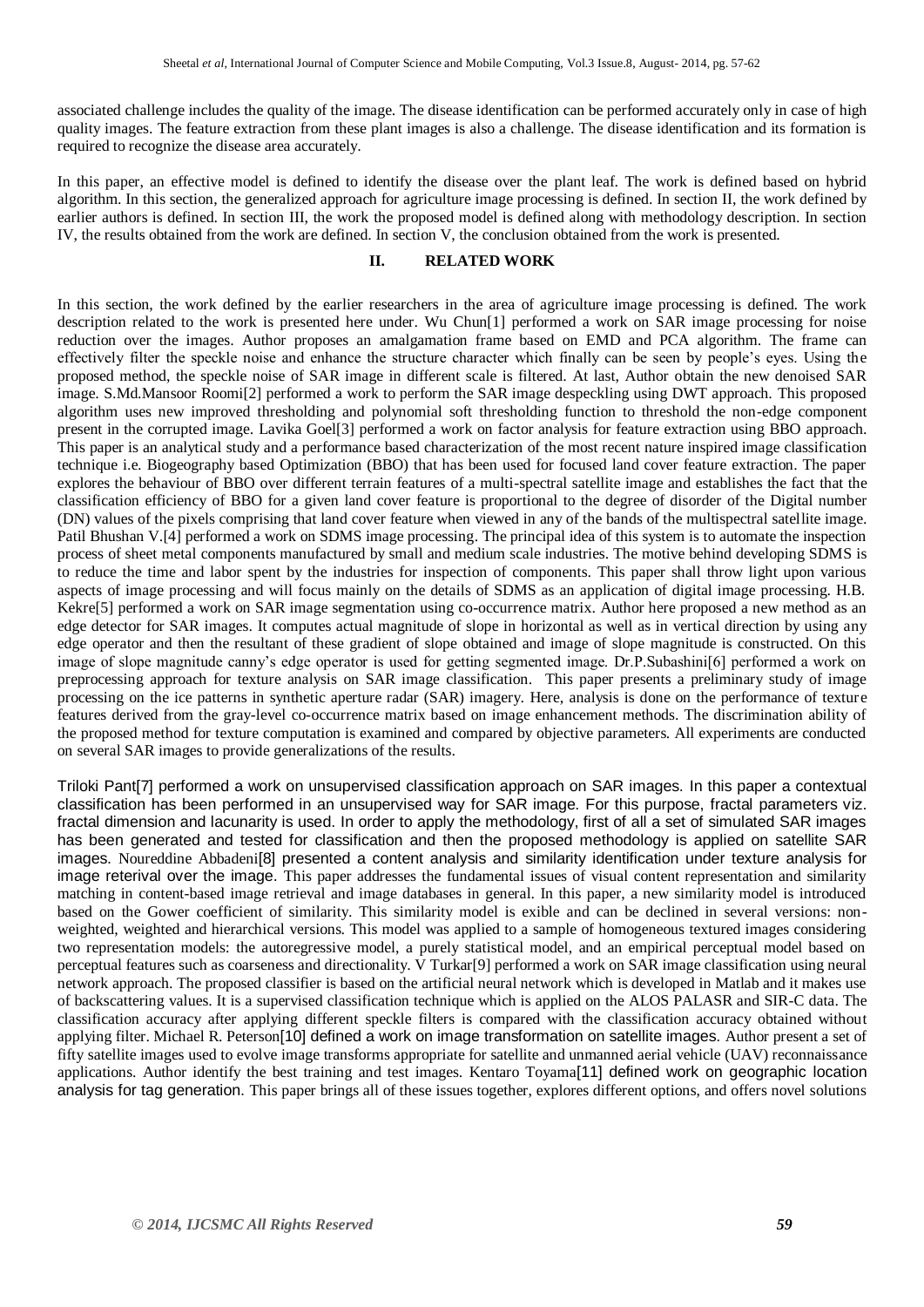associated challenge includes the quality of the image. The disease identification can be performed accurately only in case of high quality images. The feature extraction from these plant images is also a challenge. The disease identification and its formation is required to recognize the disease area accurately.

In this paper, an effective model is defined to identify the disease over the plant leaf. The work is defined based on hybrid algorithm. In this section, the generalized approach for agriculture image processing is defined. In section II, the work defined by earlier authors is defined. In section III, the work the proposed model is defined along with methodology description. In section IV, the results obtained from the work are defined. In section V, the conclusion obtained from the work is presented.

## II. RELATED WORK

In this section, the work defined by the earlier researchers in the area of agriculture image processing is defined. The work description related to the work is presented here under. Wu Chun[1] performed a work on SAR image processing for noise reduction over the images. Author proposes an amalgamation frame based on EMD and PCA algorithm. The frame can effectively filter the speckle noise and enhance the structure character which finally can be seen by people's eyes. Using the proposed method, the speckle noise of SAR image in different scale is filtered. At last, Author obtain the new denoised SAR image. S.Md.Mansoor Roomi[2] performed a work to perform the SAR image despeckling using DWT approach. This proposed algorithm uses new improved thresholding and polynomial soft thresholding function to threshold the non-edge component present in the corrupted image. Lavika Goel[3] performed a work on factor analysis for feature extraction using BBO approach. This paper is an analytical study and a performance based characterization of the most recent nature inspired image classification technique i.e. Biogeography based Optimization (BBO) that has been used for focused land cover feature extraction. The paper explores the behaviour of BBO over different terrain features of a multi-spectral satellite image and establishes the fact that the classification efficiency of BBO for a given land cover feature is proportional to the degree of disorder of the Digital number (DN) values of the pixels comprising that land cover feature when viewed in any of the bands of the multispectral satellite image. Patil Bhushan V.[4] performed a work on SDMS image processing. The principal idea of this system is to automate the inspection process of sheet metal components manufactured by small and medium scale industries. The motive behind developing SDMS is to reduce the time and labor spent by the industries for inspection of components. This paper shall throw light upon various aspects of image processing and will focus mainly on the details of SDMS as an application of digital image processing. H.B. Kekre[5] performed a work on SAR image segmentation using co-occurrence matrix. Author here proposed a new method as an edge detector for SAR images. It computes actual magnitude of slope in horizontal as well as in vertical direction by using any edge operator and then the resultant of these gradient of slope obtained and image of slope magnitude is constructed. On this image of slope magnitude canny's edge operator is used for getting segmented image. Dr.P.Subashini[6] performed a work on preprocessing approach for texture analysis on SAR image classification. This paper presents a preliminary study of image processing on the ice patterns in synthetic aperture radar (SAR) imagery. Here, analysis is done on the performance of texture features derived from the gray-level co-occurrence matrix based on image enhancement methods. The discrimination ability of the proposed method for texture computation is examined and compared by objective parameters. All experiments are conducted on several SAR images to provide generalizations of the results.

Triloki Pant[7] performed a work on unsupervised classification approach on SAR images. In this paper a contextual classification has been performed in an unsupervised way for SAR image. For this purpose, fractal parameters viz. fractal dimension and lacunarity is used. In order to apply the methodology, first of all a set of simulated SAR images has been generated and tested for classification and then the proposed methodology is applied on satellite SAR images. Noureddine Abbadeni[8] presented a content analysis and similarity identification under texture analysis for image reterival over the image. This paper addresses the fundamental issues of visual content representation and similarity matching in content-based image retrieval and image databases in general. In this paper, a new similarity model is introduced based on the Gower coefficient of similarity. This similarity model is exible and can be declined in several versions: non-weighted, weighted and hierarchical versions. This model was applied to a sample of homogeneous textured images considering two representation models: the autoregressive model, a purely statistical model, and an empirical perceptual model based on perceptual features such as coarseness and directionality. V Turkar[9] performed a work on SAR image classification using neural network approach. The proposed classifier is based on the artificial neural network which is developed in Matlab and it makes use of backscattering values. It is a supervised classification technique which is applied on the ALOS PALASR and SIR-C data. The classification accuracy after applying different speckle filters is compared with the classification accuracy obtained without applying filter. Michael R. Peterson[10] defined a work on image transformation on satellite images. Author present a set of fifty satellite images used to evolve image transforms appropriate for satellite and unmanned aerial vehicle (UAV) reconnaissance applications. Author identify the best training and test images. Kentaro Toyama[11] defined work on geographic location analysis for tag generation. This paper brings all of these issues together, explores different options, and offers novel solutions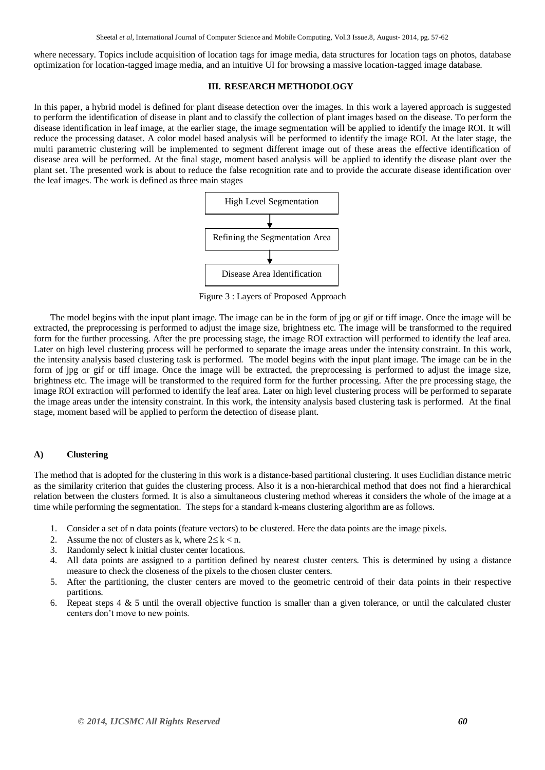where necessary. Topics include acquisition of location tags for image media, data structures for location tags on photos, database optimization for location-tagged image media, and an intuitive UI for browsing a massive location-tagged image database.

## III. RESEARCH METHODOLOGY

In this paper, a hybrid model is defined for plant disease detection over the images. In this work a layered approach is suggested to perform the identification of disease in plant and to classify the collection of plant images based on the disease. To perform the disease identification in leaf image, at the earlier stage, the image segmentation will be applied to identify the image ROI. It will reduce the processing dataset. A color model based analysis will be performed to identify the image ROI. At the later stage, the multi parametric clustering will be implemented to segment different image out of these areas the effective identification of disease area will be performed. At the final stage, moment based analysis will be applied to identify the disease plant over the plant set. The presented work is about to reduce the false recognition rate and to provide the accurate disease identification over the leaf images. The work is defined as three main stages

High Level Segmentation
↓
Refining the Segmentation Area
↓
Disease Area Identification

Figure 3 : Layers of Proposed Approach

The model begins with the input plant image. The image can be in the form of jpg or gif or tiff image. Once the image will be extracted, the preprocessing is performed to adjust the image size, brightness etc. The image will be transformed to the required form for the further processing. After the pre processing stage, the image ROI extraction will performed to identify the leaf area. Later on high level clustering process will be performed to separate the image areas under the intensity constraint. In this work, the intensity analysis based clustering task is performed. The model begins with the input plant image. The image can be in the form of jpg or gif or tiff image. Once the image will be extracted, the preprocessing is performed to adjust the image size, brightness etc. The image will be transformed to the required form for the further processing. After the pre processing stage, the image ROI extraction will performed to identify the leaf area. Later on high level clustering process will be performed to separate the image areas under the intensity constraint. In this work, the intensity analysis based clustering task is performed. At the final stage, moment based will be applied to perform the detection of disease plant.

### A) Clustering

The method that is adopted for the clustering in this work is a distance-based partitional clustering. It uses Euclidian distance metric as the similarity criterion that guides the clustering process. Also it is a non-hierarchical method that does not find a hierarchical relation between the clusters formed. It is also a simultaneous clustering method whereas it considers the whole of the image at a time while performing the segmentation. The steps for a standard k-means clustering algorithm are as follows.

1. Consider a set of n data points (feature vectors) to be clustered. Here the data points are the image pixels.
2. Assume the no: of clusters as k, where $2 \leq k < n$.
3. Randomly select k initial cluster center locations.
4. All data points are assigned to a partition defined by nearest cluster centers. This is determined by using a distance measure to check the closeness of the pixels to the chosen cluster centers.
5. After the partitioning, the cluster centers are moved to the geometric centroid of their data points in their respective partitions.
6. Repeat steps 4 & 5 until the overall objective function is smaller than a given tolerance, or until the calculated cluster centers don't move to new points.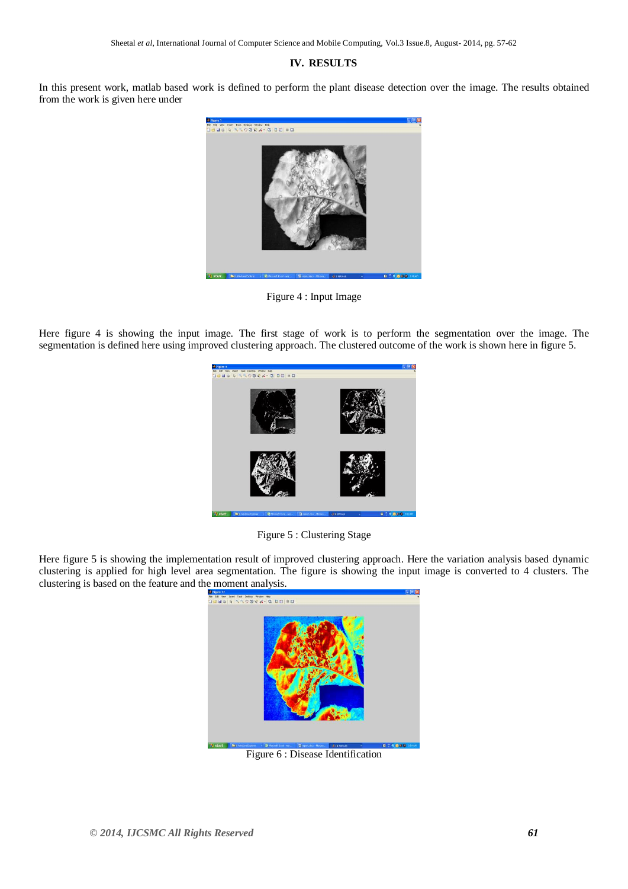## IV. RESULTS

In this present work, matlab based work is defined to perform the plant disease detection over the image. The results obtained from the work is given here under

Figure 4 : Input Image

Here figure 4 is showing the input image. The first stage of work is to perform the segmentation over the image. The segmentation is defined here using improved clustering approach. The clustered outcome of the work is shown here in figure 5.

Figure 5 : Clustering Stage

Here figure 5 is showing the implementation result of improved clustering approach. Here the variation analysis based dynamic clustering is applied for high level area segmentation. The figure is showing the input image is converted to 4 clusters. The clustering is based on the feature and the moment analysis.

Figure 6 : Disease Identification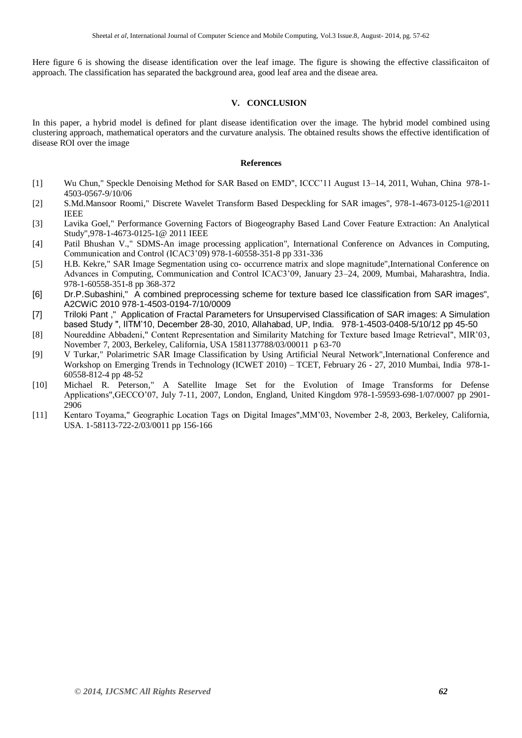Here figure 6 is showing the disease identification over the leaf image. The figure is showing the effective classificaiton of approach. The classification has separated the background area, good leaf area and the diseae area.

## V. CONCLUSION

In this paper, a hybrid model is defined for plant disease identification over the image. The hybrid model combined using clustering approach, mathematical operators and the curvature analysis. The obtained results shows the effective identification of disease ROI over the image

## References

[1] Wu Chun," Speckle Denoising Method for SAR Based on EMD", ICCC'11 August 13–14, 2011, Wuhan, China 978-1-4503-0567-9/10/06

[2] S.Md.Mansoor Roomi," Discrete Wavelet Transform Based Despeckling for SAR images", 978-1-4673-0125-1@2011 IEEE

[3] Lavika Goel," Performance Governing Factors of Biogeography Based Land Cover Feature Extraction: An Analytical Study",978-1-4673-0125-1@ 2011 IEEE

[4] Patil Bhushan V.," SDMS-An image processing application", International Conference on Advances in Computing, Communication and Control (ICAC3'09) 978-1-60558-351-8 pp 331-336

[5] H.B. Kekre," SAR Image Segmentation using co- occurrence matrix and slope magnitude",International Conference on Advances in Computing, Communication and Control ICAC3'09, January 23–24, 2009, Mumbai, Maharashtra, India. 978-1-60558-351-8 pp 368-372

[6] Dr.P.Subashini," A combined preprocessing scheme for texture based Ice classification from SAR images", A2CWiC 2010 978-1-4503-0194-7/10/0009

[7] Triloki Pant ," Application of Fractal Parameters for Unsupervised Classification of SAR images: A Simulation based Study ", IITM'10, December 28-30, 2010, Allahabad, UP, India. 978-1-4503-0408-5/10/12 pp 45-50

[8] Noureddine Abbadeni," Content Representation and Similarity Matching for Texture based Image Retrieval", MIR'03, November 7, 2003, Berkeley, California, USA 1581137788/03/00011 p 63-70

[9] V Turkar," Polarimetric SAR Image Classification by Using Artificial Neural Network",International Conference and Workshop on Emerging Trends in Technology (ICWET 2010) – TCET, February 26 - 27, 2010 Mumbai, India 978-1-60558-812-4 pp 48-52

[10] Michael R. Peterson," A Satellite Image Set for the Evolution of Image Transforms for Defense Applications",GECCO'07, July 7-11, 2007, London, England, United Kingdom 978-1-59593-698-1/07/0007 pp 2901-2906

[11] Kentaro Toyama," Geographic Location Tags on Digital Images",MM'03, November 2-8, 2003, Berkeley, California, USA. 1-58113-722-2/03/0011 pp 156-166